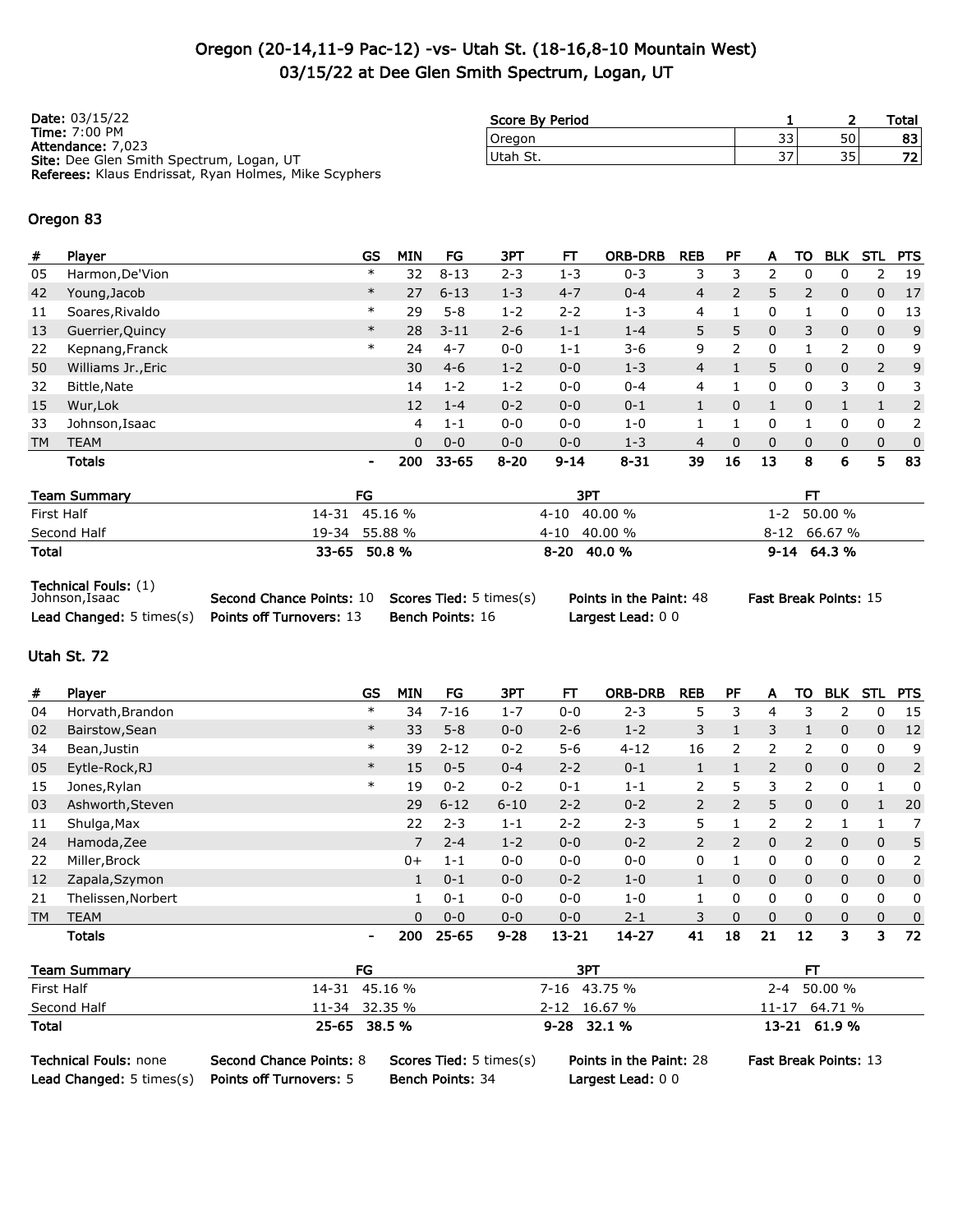# Oregon (20-14,11-9 Pac-12) -vs- Utah St. (18-16,8-10 Mountain West)
## 03/15/22 at Dee Glen Smith Spectrum, Logan, UT

**Date:** 03/15/22
**Time:** 7:00 PM
**Attendance:** 7,023
**Site:** Dee Glen Smith Spectrum, Logan, UT
**Referees:** Klaus Endrissat, Ryan Holmes, Mike Scyphers

| Score By Period | 1 | 2 | Total |
|---|---|---|---|
| Oregon | 33 | 50 | 83 |
| Utah St. | 37 | 35 | 72 |

### Oregon 83

| # | Player | GS | MIN | FG | 3PT | FT | ORB-DRB | REB | PF | A | TO | BLK | STL | PTS |
|---|---|---|---|---|---|---|---|---|---|---|---|---|---|---|
| 05 | Harmon,De'Vion | * | 32 | 8-13 | 2-3 | 1-3 | 0-3 | 3 | 3 | 2 | 0 | 0 | 2 | 19 |
| 42 | Young,Jacob | * | 27 | 6-13 | 1-3 | 4-7 | 0-4 | 4 | 2 | 5 | 2 | 0 | 0 | 17 |
| 11 | Soares,Rivaldo | * | 29 | 5-8 | 1-2 | 2-2 | 1-3 | 4 | 1 | 0 | 1 | 0 | 0 | 13 |
| 13 | Guerrier,Quincy | * | 28 | 3-11 | 2-6 | 1-1 | 1-4 | 5 | 5 | 0 | 3 | 0 | 0 | 9 |
| 22 | Kepnang,Franck | * | 24 | 4-7 | 0-0 | 1-1 | 3-6 | 9 | 2 | 0 | 1 | 2 | 0 | 9 |
| 50 | Williams Jr.,Eric | | 30 | 4-6 | 1-2 | 0-0 | 1-3 | 4 | 1 | 5 | 0 | 0 | 2 | 9 |
| 32 | Bittle,Nate | | 14 | 1-2 | 1-2 | 0-0 | 0-4 | 4 | 1 | 0 | 0 | 3 | 0 | 3 |
| 15 | Wur,Lok | | 12 | 1-4 | 0-2 | 0-0 | 0-1 | 1 | 0 | 1 | 0 | 1 | 1 | 2 |
| 33 | Johnson,Isaac | | 4 | 1-1 | 0-0 | 0-0 | 1-0 | 1 | 1 | 0 | 1 | 0 | 0 | 2 |
| TM | TEAM | | 0 | 0-0 | 0-0 | 0-0 | 1-3 | 4 | 0 | 0 | 0 | 0 | 0 | 0 |
| | **Totals** | - | **200** | **33-65** | **8-20** | **9-14** | **8-31** | **39** | **16** | **13** | **8** | **6** | **5** | **83** |

| Team Summary | FG | 3PT | FT |
|---|---|---|---|
| First Half | 14-31 45.16 % | 4-10 40.00 % | 1-2 50.00 % |
| Second Half | 19-34 55.88 % | 4-10 40.00 % | 8-12 66.67 % |
| **Total** | **33-65 50.8 %** | **8-20 40.0 %** | **9-14 64.3 %** |

**Technical Fouls:** (1) Johnson,Isaac
**Second Chance Points:** 10
**Scores Tied:** 5 times(s)
**Points in the Paint:** 48
**Fast Break Points:** 15
**Lead Changed:** 5 times(s)
**Points off Turnovers:** 13
**Bench Points:** 16
**Largest Lead:** 0 0

### Utah St. 72

| # | Player | GS | MIN | FG | 3PT | FT | ORB-DRB | REB | PF | A | TO | BLK | STL | PTS |
|---|---|---|---|---|---|---|---|---|---|---|---|---|---|---|
| 04 | Horvath,Brandon | * | 34 | 7-16 | 1-7 | 0-0 | 2-3 | 5 | 3 | 4 | 3 | 2 | 0 | 15 |
| 02 | Bairstow,Sean | * | 33 | 5-8 | 0-0 | 2-6 | 1-2 | 3 | 1 | 3 | 1 | 0 | 0 | 12 |
| 34 | Bean,Justin | * | 39 | 2-12 | 0-2 | 5-6 | 4-12 | 16 | 2 | 2 | 2 | 0 | 0 | 9 |
| 05 | Eytle-Rock,RJ | * | 15 | 0-5 | 0-4 | 2-2 | 0-1 | 1 | 1 | 2 | 0 | 0 | 0 | 2 |
| 15 | Jones,Rylan | * | 19 | 0-2 | 0-2 | 0-1 | 1-1 | 2 | 5 | 3 | 2 | 0 | 1 | 0 |
| 03 | Ashworth,Steven | | 29 | 6-12 | 6-10 | 2-2 | 0-2 | 2 | 2 | 5 | 0 | 0 | 1 | 20 |
| 11 | Shulga,Max | | 22 | 2-3 | 1-1 | 2-2 | 2-3 | 5 | 1 | 2 | 2 | 1 | 1 | 7 |
| 24 | Hamoda,Zee | | 7 | 2-4 | 1-2 | 0-0 | 0-2 | 2 | 2 | 0 | 2 | 0 | 0 | 5 |
| 22 | Miller,Brock | | 0+ | 1-1 | 0-0 | 0-0 | 0-0 | 0 | 1 | 0 | 0 | 0 | 0 | 2 |
| 12 | Zapala,Szymon | | 1 | 0-1 | 0-0 | 0-0 | 1-0 | 1 | 0 | 0 | 0 | 0 | 0 | 0 |
| 21 | Thelissen,Norbert | | 1 | 0-1 | 0-0 | 0-0 | 1-0 | 1 | 0 | 0 | 0 | 0 | 0 | 0 |
| TM | TEAM | | 0 | 0-0 | 0-0 | 0-0 | 2-1 | 3 | 0 | 0 | 0 | 0 | 0 | 0 |
| | **Totals** | - | **200** | **25-65** | **9-28** | **13-21** | **14-27** | **41** | **18** | **21** | **12** | **3** | **3** | **72** |

| Team Summary | FG | 3PT | FT |
|---|---|---|---|
| First Half | 14-31 45.16 % | 7-16 43.75 % | 2-4 50.00 % |
| Second Half | 11-34 32.35 % | 2-12 16.67 % | 11-17 64.71 % |
| **Total** | **25-65 38.5 %** | **9-28 32.1 %** | **13-21 61.9 %** |

**Technical Fouls:** none
**Second Chance Points:** 8
**Scores Tied:** 5 times(s)
**Points in the Paint:** 28
**Fast Break Points:** 13
**Lead Changed:** 5 times(s)
**Points off Turnovers:** 5
**Bench Points:** 34
**Largest Lead:** 0 0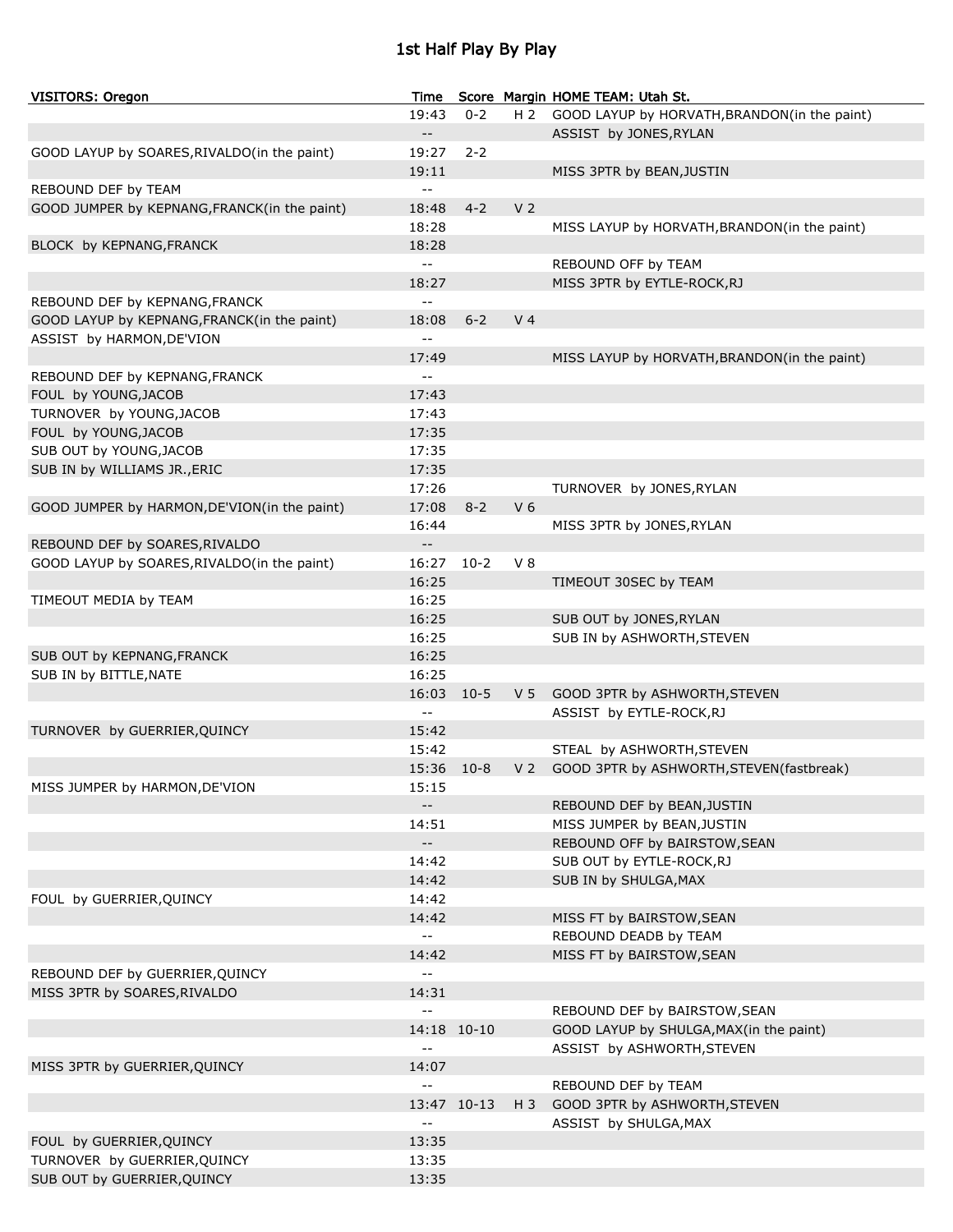# 1st Half Play By Play

| VISITORS: Oregon | Time | Score | Margin | HOME TEAM: Utah St. |
|---|---|---|---|---|
| | 19:43 | 0-2 | H 2 | GOOD LAYUP by HORVATH,BRANDON(in the paint) |
| | -- | | | ASSIST by JONES,RYLAN |
| GOOD LAYUP by SOARES,RIVALDO(in the paint) | 19:27 | 2-2 | | |
| | 19:11 | | | MISS 3PTR by BEAN,JUSTIN |
| REBOUND DEF by TEAM | -- | | | |
| GOOD JUMPER by KEPNANG,FRANCK(in the paint) | 18:48 | 4-2 | V 2 | |
| | 18:28 | | | MISS LAYUP by HORVATH,BRANDON(in the paint) |
| BLOCK by KEPNANG,FRANCK | 18:28 | | | |
| | -- | | | REBOUND OFF by TEAM |
| | 18:27 | | | MISS 3PTR by EYTLE-ROCK,RJ |
| REBOUND DEF by KEPNANG,FRANCK | -- | | | |
| GOOD LAYUP by KEPNANG,FRANCK(in the paint) | 18:08 | 6-2 | V 4 | |
| ASSIST by HARMON,DE'VION | -- | | | |
| | 17:49 | | | MISS LAYUP by HORVATH,BRANDON(in the paint) |
| REBOUND DEF by KEPNANG,FRANCK | -- | | | |
| FOUL by YOUNG,JACOB | 17:43 | | | |
| TURNOVER by YOUNG,JACOB | 17:43 | | | |
| FOUL by YOUNG,JACOB | 17:35 | | | |
| SUB OUT by YOUNG,JACOB | 17:35 | | | |
| SUB IN by WILLIAMS JR.,ERIC | 17:35 | | | |
| | 17:26 | | | TURNOVER by JONES,RYLAN |
| GOOD JUMPER by HARMON,DE'VION(in the paint) | 17:08 | 8-2 | V 6 | |
| | 16:44 | | | MISS 3PTR by JONES,RYLAN |
| REBOUND DEF by SOARES,RIVALDO | -- | | | |
| GOOD LAYUP by SOARES,RIVALDO(in the paint) | 16:27 | 10-2 | V 8 | |
| | 16:25 | | | TIMEOUT 30SEC by TEAM |
| TIMEOUT MEDIA by TEAM | 16:25 | | | |
| | 16:25 | | | SUB OUT by JONES,RYLAN |
| | 16:25 | | | SUB IN by ASHWORTH,STEVEN |
| SUB OUT by KEPNANG,FRANCK | 16:25 | | | |
| SUB IN by BITTLE,NATE | 16:25 | | | |
| | 16:03 | 10-5 | V 5 | GOOD 3PTR by ASHWORTH,STEVEN |
| | -- | | | ASSIST by EYTLE-ROCK,RJ |
| TURNOVER by GUERRIER,QUINCY | 15:42 | | | |
| | 15:42 | | | STEAL by ASHWORTH,STEVEN |
| | 15:36 | 10-8 | V 2 | GOOD 3PTR by ASHWORTH,STEVEN(fastbreak) |
| MISS JUMPER by HARMON,DE'VION | 15:15 | | | |
| | -- | | | REBOUND DEF by BEAN,JUSTIN |
| | 14:51 | | | MISS JUMPER by BEAN,JUSTIN |
| | -- | | | REBOUND OFF by BAIRSTOW,SEAN |
| | 14:42 | | | SUB OUT by EYTLE-ROCK,RJ |
| | 14:42 | | | SUB IN by SHULGA,MAX |
| FOUL by GUERRIER,QUINCY | 14:42 | | | |
| | 14:42 | | | MISS FT by BAIRSTOW,SEAN |
| | -- | | | REBOUND DEADB by TEAM |
| | 14:42 | | | MISS FT by BAIRSTOW,SEAN |
| REBOUND DEF by GUERRIER,QUINCY | -- | | | |
| MISS 3PTR by SOARES,RIVALDO | 14:31 | | | |
| | -- | | | REBOUND DEF by BAIRSTOW,SEAN |
| | 14:18 | 10-10 | | GOOD LAYUP by SHULGA,MAX(in the paint) |
| | -- | | | ASSIST by ASHWORTH,STEVEN |
| MISS 3PTR by GUERRIER,QUINCY | 14:07 | | | |
| | -- | | | REBOUND DEF by TEAM |
| | 13:47 | 10-13 | H 3 | GOOD 3PTR by ASHWORTH,STEVEN |
| | -- | | | ASSIST by SHULGA,MAX |
| FOUL by GUERRIER,QUINCY | 13:35 | | | |
| TURNOVER by GUERRIER,QUINCY | 13:35 | | | |
| SUB OUT by GUERRIER,QUINCY | 13:35 | | | |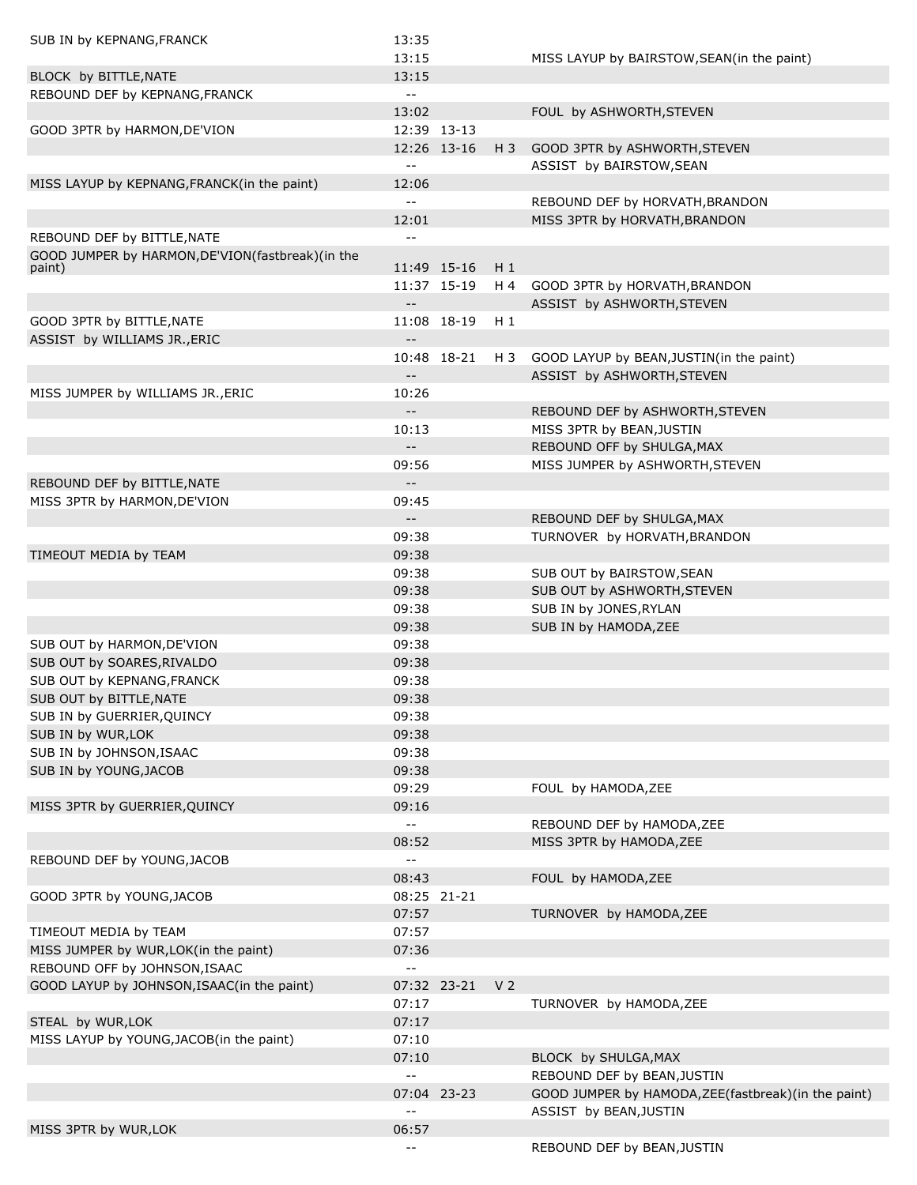| Home | Time | Score | Lead | Visitor |
|---|---|---|---|---|
| SUB IN by KEPNANG,FRANCK | 13:35 | | | |
| | 13:15 | | | MISS LAYUP by BAIRSTOW,SEAN(in the paint) |
| BLOCK by BITTLE,NATE | 13:15 | | | |
| REBOUND DEF by KEPNANG,FRANCK | -- | | | |
| | 13:02 | | | FOUL by ASHWORTH,STEVEN |
| GOOD 3PTR by HARMON,DE'VION | 12:39 | 13-13 | | |
| | 12:26 | 13-16 | H 3 | GOOD 3PTR by ASHWORTH,STEVEN |
| | -- | | | ASSIST by BAIRSTOW,SEAN |
| MISS LAYUP by KEPNANG,FRANCK(in the paint) | 12:06 | | | |
| | -- | | | REBOUND DEF by HORVATH,BRANDON |
| | 12:01 | | | MISS 3PTR by HORVATH,BRANDON |
| REBOUND DEF by BITTLE,NATE | -- | | | |
| GOOD JUMPER by HARMON,DE'VION(fastbreak)(in the paint) | 11:49 | 15-16 | H 1 | |
| | 11:37 | 15-19 | H 4 | GOOD 3PTR by HORVATH,BRANDON |
| | -- | | | ASSIST by ASHWORTH,STEVEN |
| GOOD 3PTR by BITTLE,NATE | 11:08 | 18-19 | H 1 | |
| ASSIST by WILLIAMS JR.,ERIC | -- | | | |
| | 10:48 | 18-21 | H 3 | GOOD LAYUP by BEAN,JUSTIN(in the paint) |
| | -- | | | ASSIST by ASHWORTH,STEVEN |
| MISS JUMPER by WILLIAMS JR.,ERIC | 10:26 | | | |
| | -- | | | REBOUND DEF by ASHWORTH,STEVEN |
| | 10:13 | | | MISS 3PTR by BEAN,JUSTIN |
| | -- | | | REBOUND OFF by SHULGA,MAX |
| | 09:56 | | | MISS JUMPER by ASHWORTH,STEVEN |
| REBOUND DEF by BITTLE,NATE | -- | | | |
| MISS 3PTR by HARMON,DE'VION | 09:45 | | | |
| | -- | | | REBOUND DEF by SHULGA,MAX |
| | 09:38 | | | TURNOVER by HORVATH,BRANDON |
| TIMEOUT MEDIA by TEAM | 09:38 | | | |
| | 09:38 | | | SUB OUT by BAIRSTOW,SEAN |
| | 09:38 | | | SUB OUT by ASHWORTH,STEVEN |
| | 09:38 | | | SUB IN by JONES,RYLAN |
| | 09:38 | | | SUB IN by HAMODA,ZEE |
| SUB OUT by HARMON,DE'VION | 09:38 | | | |
| SUB OUT by SOARES,RIVALDO | 09:38 | | | |
| SUB OUT by KEPNANG,FRANCK | 09:38 | | | |
| SUB OUT by BITTLE,NATE | 09:38 | | | |
| SUB IN by GUERRIER,QUINCY | 09:38 | | | |
| SUB IN by WUR,LOK | 09:38 | | | |
| SUB IN by JOHNSON,ISAAC | 09:38 | | | |
| SUB IN by YOUNG,JACOB | 09:38 | | | |
| | 09:29 | | | FOUL by HAMODA,ZEE |
| MISS 3PTR by GUERRIER,QUINCY | 09:16 | | | |
| | -- | | | REBOUND DEF by HAMODA,ZEE |
| | 08:52 | | | MISS 3PTR by HAMODA,ZEE |
| REBOUND DEF by YOUNG,JACOB | -- | | | |
| | 08:43 | | | FOUL by HAMODA,ZEE |
| GOOD 3PTR by YOUNG,JACOB | 08:25 | 21-21 | | |
| | 07:57 | | | TURNOVER by HAMODA,ZEE |
| TIMEOUT MEDIA by TEAM | 07:57 | | | |
| MISS JUMPER by WUR,LOK(in the paint) | 07:36 | | | |
| REBOUND OFF by JOHNSON,ISAAC | -- | | | |
| GOOD LAYUP by JOHNSON,ISAAC(in the paint) | 07:32 | 23-21 | V 2 | |
| | 07:17 | | | TURNOVER by HAMODA,ZEE |
| STEAL by WUR,LOK | 07:17 | | | |
| MISS LAYUP by YOUNG,JACOB(in the paint) | 07:10 | | | |
| | 07:10 | | | BLOCK by SHULGA,MAX |
| | -- | | | REBOUND DEF by BEAN,JUSTIN |
| | 07:04 | 23-23 | | GOOD JUMPER by HAMODA,ZEE(fastbreak)(in the paint) |
| | -- | | | ASSIST by BEAN,JUSTIN |
| MISS 3PTR by WUR,LOK | 06:57 | | | |
| | -- | | | REBOUND DEF by BEAN,JUSTIN |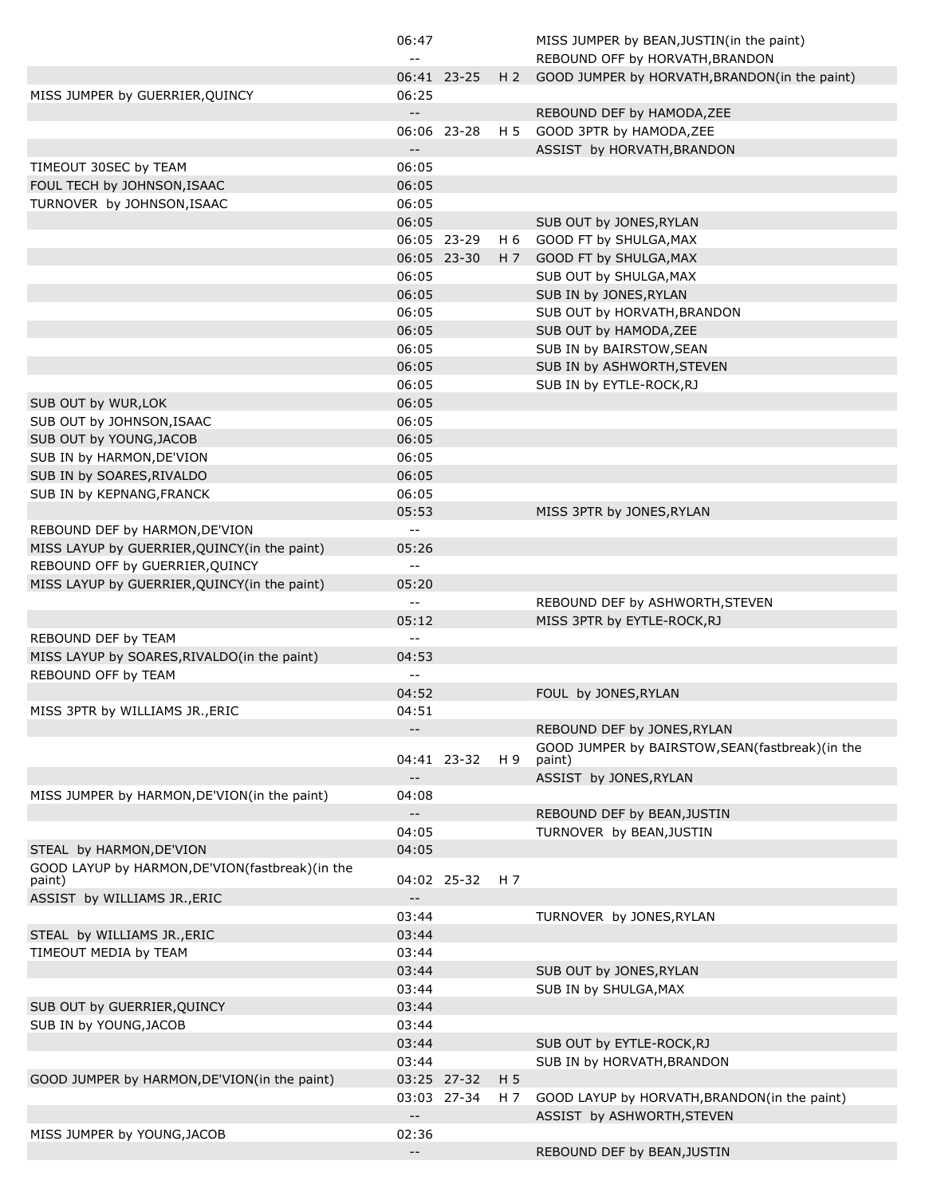| | | | | |
|---|---|---|---|---|
| | 06:47 | | | MISS JUMPER by BEAN,JUSTIN(in the paint) |
| | -- | | | REBOUND OFF by HORVATH,BRANDON |
| | 06:41 | 23-25 | H 2 | GOOD JUMPER by HORVATH,BRANDON(in the paint) |
| MISS JUMPER by GUERRIER,QUINCY | 06:25 | | | |
| | -- | | | REBOUND DEF by HAMODA,ZEE |
| | 06:06 | 23-28 | H 5 | GOOD 3PTR by HAMODA,ZEE |
| | -- | | | ASSIST by HORVATH,BRANDON |
| TIMEOUT 30SEC by TEAM | 06:05 | | | |
| FOUL TECH by JOHNSON,ISAAC | 06:05 | | | |
| TURNOVER by JOHNSON,ISAAC | 06:05 | | | |
| | 06:05 | | | SUB OUT by JONES,RYLAN |
| | 06:05 | 23-29 | H 6 | GOOD FT by SHULGA,MAX |
| | 06:05 | 23-30 | H 7 | GOOD FT by SHULGA,MAX |
| | 06:05 | | | SUB OUT by SHULGA,MAX |
| | 06:05 | | | SUB IN by JONES,RYLAN |
| | 06:05 | | | SUB OUT by HORVATH,BRANDON |
| | 06:05 | | | SUB OUT by HAMODA,ZEE |
| | 06:05 | | | SUB IN by BAIRSTOW,SEAN |
| | 06:05 | | | SUB IN by ASHWORTH,STEVEN |
| | 06:05 | | | SUB IN by EYTLE-ROCK,RJ |
| SUB OUT by WUR,LOK | 06:05 | | | |
| SUB OUT by JOHNSON,ISAAC | 06:05 | | | |
| SUB OUT by YOUNG,JACOB | 06:05 | | | |
| SUB IN by HARMON,DE'VION | 06:05 | | | |
| SUB IN by SOARES,RIVALDO | 06:05 | | | |
| SUB IN by KEPNANG,FRANCK | 06:05 | | | |
| | 05:53 | | | MISS 3PTR by JONES,RYLAN |
| REBOUND DEF by HARMON,DE'VION | -- | | | |
| MISS LAYUP by GUERRIER,QUINCY(in the paint) | 05:26 | | | |
| REBOUND OFF by GUERRIER,QUINCY | -- | | | |
| MISS LAYUP by GUERRIER,QUINCY(in the paint) | 05:20 | | | |
| | -- | | | REBOUND DEF by ASHWORTH,STEVEN |
| | 05:12 | | | MISS 3PTR by EYTLE-ROCK,RJ |
| REBOUND DEF by TEAM | -- | | | |
| MISS LAYUP by SOARES,RIVALDO(in the paint) | 04:53 | | | |
| REBOUND OFF by TEAM | -- | | | |
| | 04:52 | | | FOUL by JONES,RYLAN |
| MISS 3PTR by WILLIAMS JR.,ERIC | 04:51 | | | |
| | -- | | | REBOUND DEF by JONES,RYLAN |
| | 04:41 | 23-32 | H 9 | GOOD JUMPER by BAIRSTOW,SEAN(fastbreak)(in the paint) |
| | -- | | | ASSIST by JONES,RYLAN |
| MISS JUMPER by HARMON,DE'VION(in the paint) | 04:08 | | | |
| | -- | | | REBOUND DEF by BEAN,JUSTIN |
| | 04:05 | | | TURNOVER by BEAN,JUSTIN |
| STEAL by HARMON,DE'VION | 04:05 | | | |
| GOOD LAYUP by HARMON,DE'VION(fastbreak)(in the paint) | 04:02 | 25-32 | H 7 | |
| ASSIST by WILLIAMS JR.,ERIC | -- | | | |
| | 03:44 | | | TURNOVER by JONES,RYLAN |
| STEAL by WILLIAMS JR.,ERIC | 03:44 | | | |
| TIMEOUT MEDIA by TEAM | 03:44 | | | |
| | 03:44 | | | SUB OUT by JONES,RYLAN |
| | 03:44 | | | SUB IN by SHULGA,MAX |
| SUB OUT by GUERRIER,QUINCY | 03:44 | | | |
| SUB IN by YOUNG,JACOB | 03:44 | | | |
| | 03:44 | | | SUB OUT by EYTLE-ROCK,RJ |
| | 03:44 | | | SUB IN by HORVATH,BRANDON |
| GOOD JUMPER by HARMON,DE'VION(in the paint) | 03:25 | 27-32 | H 5 | |
| | 03:03 | 27-34 | H 7 | GOOD LAYUP by HORVATH,BRANDON(in the paint) |
| | -- | | | ASSIST by ASHWORTH,STEVEN |
| MISS JUMPER by YOUNG,JACOB | 02:36 | | | |
| | -- | | | REBOUND DEF by BEAN,JUSTIN |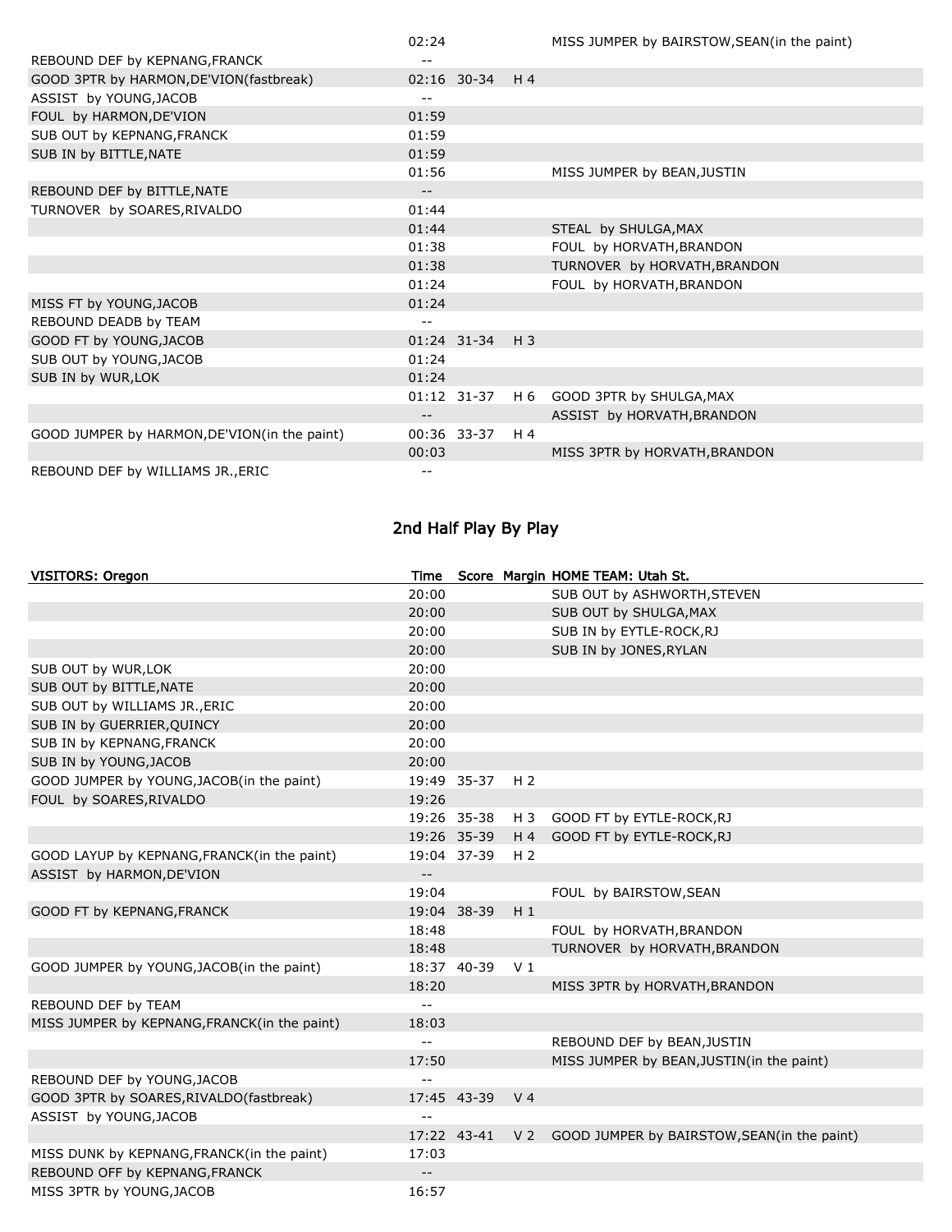| | Time | Score | Margin | |
|---|---|---|---|---|
| | 02:24 | | | MISS JUMPER by BAIRSTOW,SEAN(in the paint) |
| REBOUND DEF by KEPNANG,FRANCK | -- | | | |
| GOOD 3PTR by HARMON,DE'VION(fastbreak) | 02:16 | 30-34 | H 4 | |
| ASSIST by YOUNG,JACOB | -- | | | |
| FOUL by HARMON,DE'VION | 01:59 | | | |
| SUB OUT by KEPNANG,FRANCK | 01:59 | | | |
| SUB IN by BITTLE,NATE | 01:59 | | | |
| | 01:56 | | | MISS JUMPER by BEAN,JUSTIN |
| REBOUND DEF by BITTLE,NATE | -- | | | |
| TURNOVER by SOARES,RIVALDO | 01:44 | | | |
| | 01:44 | | | STEAL by SHULGA,MAX |
| | 01:38 | | | FOUL by HORVATH,BRANDON |
| | 01:38 | | | TURNOVER by HORVATH,BRANDON |
| | 01:24 | | | FOUL by HORVATH,BRANDON |
| MISS FT by YOUNG,JACOB | 01:24 | | | |
| REBOUND DEADB by TEAM | -- | | | |
| GOOD FT by YOUNG,JACOB | 01:24 | 31-34 | H 3 | |
| SUB OUT by YOUNG,JACOB | 01:24 | | | |
| SUB IN by WUR,LOK | 01:24 | | | |
| | 01:12 | 31-37 | H 6 | GOOD 3PTR by SHULGA,MAX |
| | -- | | | ASSIST by HORVATH,BRANDON |
| GOOD JUMPER by HARMON,DE'VION(in the paint) | 00:36 | 33-37 | H 4 | |
| | 00:03 | | | MISS 3PTR by HORVATH,BRANDON |
| REBOUND DEF by WILLIAMS JR.,ERIC | -- | | | |

## 2nd Half Play By Play

| VISITORS: Oregon | Time | Score | Margin | HOME TEAM: Utah St. |
|---|---|---|---|---|
| | 20:00 | | | SUB OUT by ASHWORTH,STEVEN |
| | 20:00 | | | SUB OUT by SHULGA,MAX |
| | 20:00 | | | SUB IN by EYTLE-ROCK,RJ |
| | 20:00 | | | SUB IN by JONES,RYLAN |
| SUB OUT by WUR,LOK | 20:00 | | | |
| SUB OUT by BITTLE,NATE | 20:00 | | | |
| SUB OUT by WILLIAMS JR.,ERIC | 20:00 | | | |
| SUB IN by GUERRIER,QUINCY | 20:00 | | | |
| SUB IN by KEPNANG,FRANCK | 20:00 | | | |
| SUB IN by YOUNG,JACOB | 20:00 | | | |
| GOOD JUMPER by YOUNG,JACOB(in the paint) | 19:49 | 35-37 | H 2 | |
| FOUL by SOARES,RIVALDO | 19:26 | | | |
| | 19:26 | 35-38 | H 3 | GOOD FT by EYTLE-ROCK,RJ |
| | 19:26 | 35-39 | H 4 | GOOD FT by EYTLE-ROCK,RJ |
| GOOD LAYUP by KEPNANG,FRANCK(in the paint) | 19:04 | 37-39 | H 2 | |
| ASSIST by HARMON,DE'VION | -- | | | |
| | 19:04 | | | FOUL by BAIRSTOW,SEAN |
| GOOD FT by KEPNANG,FRANCK | 19:04 | 38-39 | H 1 | |
| | 18:48 | | | FOUL by HORVATH,BRANDON |
| | 18:48 | | | TURNOVER by HORVATH,BRANDON |
| GOOD JUMPER by YOUNG,JACOB(in the paint) | 18:37 | 40-39 | V 1 | |
| | 18:20 | | | MISS 3PTR by HORVATH,BRANDON |
| REBOUND DEF by TEAM | -- | | | |
| MISS JUMPER by KEPNANG,FRANCK(in the paint) | 18:03 | | | |
| | -- | | | REBOUND DEF by BEAN,JUSTIN |
| | 17:50 | | | MISS JUMPER by BEAN,JUSTIN(in the paint) |
| REBOUND DEF by YOUNG,JACOB | -- | | | |
| GOOD 3PTR by SOARES,RIVALDO(fastbreak) | 17:45 | 43-39 | V 4 | |
| ASSIST by YOUNG,JACOB | -- | | | |
| | 17:22 | 43-41 | V 2 | GOOD JUMPER by BAIRSTOW,SEAN(in the paint) |
| MISS DUNK by KEPNANG,FRANCK(in the paint) | 17:03 | | | |
| REBOUND OFF by KEPNANG,FRANCK | -- | | | |
| MISS 3PTR by YOUNG,JACOB | 16:57 | | | |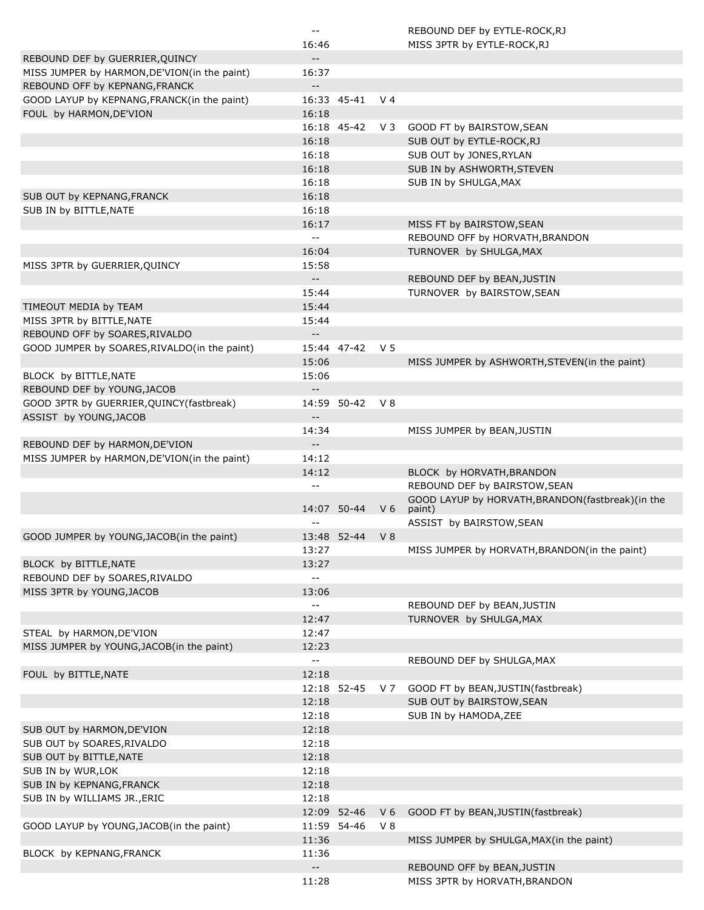| Home | Time | Score | Margin | Visitor |
|---|---|---|---|---|
| | -- | | | REBOUND DEF by EYTLE-ROCK,RJ |
| | 16:46 | | | MISS 3PTR by EYTLE-ROCK,RJ |
| REBOUND DEF by GUERRIER,QUINCY | -- | | | |
| MISS JUMPER by HARMON,DE'VION(in the paint) | 16:37 | | | |
| REBOUND OFF by KEPNANG,FRANCK | -- | | | |
| GOOD LAYUP by KEPNANG,FRANCK(in the paint) | 16:33 | 45-41 | V 4 | |
| FOUL by HARMON,DE'VION | 16:18 | | | |
| | 16:18 | 45-42 | V 3 | GOOD FT by BAIRSTOW,SEAN |
| | 16:18 | | | SUB OUT by EYTLE-ROCK,RJ |
| | 16:18 | | | SUB OUT by JONES,RYLAN |
| | 16:18 | | | SUB IN by ASHWORTH,STEVEN |
| | 16:18 | | | SUB IN by SHULGA,MAX |
| SUB OUT by KEPNANG,FRANCK | 16:18 | | | |
| SUB IN by BITTLE,NATE | 16:18 | | | |
| | 16:17 | | | MISS FT by BAIRSTOW,SEAN |
| | -- | | | REBOUND OFF by HORVATH,BRANDON |
| | 16:04 | | | TURNOVER by SHULGA,MAX |
| MISS 3PTR by GUERRIER,QUINCY | 15:58 | | | |
| | -- | | | REBOUND DEF by BEAN,JUSTIN |
| | 15:44 | | | TURNOVER by BAIRSTOW,SEAN |
| TIMEOUT MEDIA by TEAM | 15:44 | | | |
| MISS 3PTR by BITTLE,NATE | 15:44 | | | |
| REBOUND OFF by SOARES,RIVALDO | -- | | | |
| GOOD JUMPER by SOARES,RIVALDO(in the paint) | 15:44 | 47-42 | V 5 | |
| | 15:06 | | | MISS JUMPER by ASHWORTH,STEVEN(in the paint) |
| BLOCK by BITTLE,NATE | 15:06 | | | |
| REBOUND DEF by YOUNG,JACOB | -- | | | |
| GOOD 3PTR by GUERRIER,QUINCY(fastbreak) | 14:59 | 50-42 | V 8 | |
| ASSIST by YOUNG,JACOB | -- | | | |
| | 14:34 | | | MISS JUMPER by BEAN,JUSTIN |
| REBOUND DEF by HARMON,DE'VION | -- | | | |
| MISS JUMPER by HARMON,DE'VION(in the paint) | 14:12 | | | |
| | 14:12 | | | BLOCK by HORVATH,BRANDON |
| | -- | | | REBOUND DEF by BAIRSTOW,SEAN |
| | 14:07 | 50-44 | V 6 | GOOD LAYUP by HORVATH,BRANDON(fastbreak)(in the paint) |
| | -- | | | ASSIST by BAIRSTOW,SEAN |
| GOOD JUMPER by YOUNG,JACOB(in the paint) | 13:48 | 52-44 | V 8 | |
| | 13:27 | | | MISS JUMPER by HORVATH,BRANDON(in the paint) |
| BLOCK by BITTLE,NATE | 13:27 | | | |
| REBOUND DEF by SOARES,RIVALDO | -- | | | |
| MISS 3PTR by YOUNG,JACOB | 13:06 | | | |
| | -- | | | REBOUND DEF by BEAN,JUSTIN |
| | 12:47 | | | TURNOVER by SHULGA,MAX |
| STEAL by HARMON,DE'VION | 12:47 | | | |
| MISS JUMPER by YOUNG,JACOB(in the paint) | 12:23 | | | |
| | -- | | | REBOUND DEF by SHULGA,MAX |
| FOUL by BITTLE,NATE | 12:18 | | | |
| | 12:18 | 52-45 | V 7 | GOOD FT by BEAN,JUSTIN(fastbreak) |
| | 12:18 | | | SUB OUT by BAIRSTOW,SEAN |
| | 12:18 | | | SUB IN by HAMODA,ZEE |
| SUB OUT by HARMON,DE'VION | 12:18 | | | |
| SUB OUT by SOARES,RIVALDO | 12:18 | | | |
| SUB OUT by BITTLE,NATE | 12:18 | | | |
| SUB IN by WUR,LOK | 12:18 | | | |
| SUB IN by KEPNANG,FRANCK | 12:18 | | | |
| SUB IN by WILLIAMS JR.,ERIC | 12:18 | | | |
| | 12:09 | 52-46 | V 6 | GOOD FT by BEAN,JUSTIN(fastbreak) |
| GOOD LAYUP by YOUNG,JACOB(in the paint) | 11:59 | 54-46 | V 8 | |
| | 11:36 | | | MISS JUMPER by SHULGA,MAX(in the paint) |
| BLOCK by KEPNANG,FRANCK | 11:36 | | | |
| | -- | | | REBOUND OFF by BEAN,JUSTIN |
| | 11:28 | | | MISS 3PTR by HORVATH,BRANDON |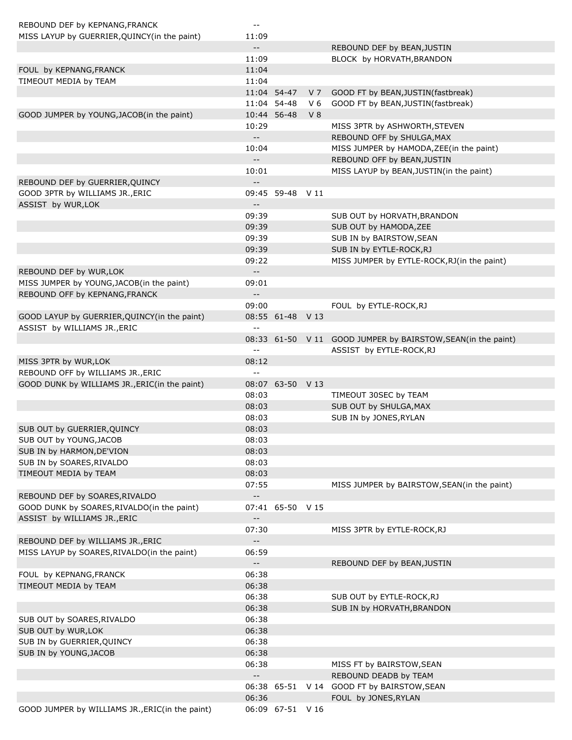| Home | Time | Score | Margin | Visitor |
|---|---|---|---|---|
| REBOUND DEF by KEPNANG,FRANCK | -- | | | |
| MISS LAYUP by GUERRIER,QUINCY(in the paint) | 11:09 | | | |
| | -- | | | REBOUND DEF by BEAN,JUSTIN |
| | 11:09 | | | BLOCK by HORVATH,BRANDON |
| FOUL by KEPNANG,FRANCK | 11:04 | | | |
| TIMEOUT MEDIA by TEAM | 11:04 | | | |
| | 11:04 | 54-47 | V 7 | GOOD FT by BEAN,JUSTIN(fastbreak) |
| | 11:04 | 54-48 | V 6 | GOOD FT by BEAN,JUSTIN(fastbreak) |
| GOOD JUMPER by YOUNG,JACOB(in the paint) | 10:44 | 56-48 | V 8 | |
| | 10:29 | | | MISS 3PTR by ASHWORTH,STEVEN |
| | -- | | | REBOUND OFF by SHULGA,MAX |
| | 10:04 | | | MISS JUMPER by HAMODA,ZEE(in the paint) |
| | -- | | | REBOUND OFF by BEAN,JUSTIN |
| | 10:01 | | | MISS LAYUP by BEAN,JUSTIN(in the paint) |
| REBOUND DEF by GUERRIER,QUINCY | -- | | | |
| GOOD 3PTR by WILLIAMS JR.,ERIC | 09:45 | 59-48 | V 11 | |
| ASSIST by WUR,LOK | -- | | | |
| | 09:39 | | | SUB OUT by HORVATH,BRANDON |
| | 09:39 | | | SUB OUT by HAMODA,ZEE |
| | 09:39 | | | SUB IN by BAIRSTOW,SEAN |
| | 09:39 | | | SUB IN by EYTLE-ROCK,RJ |
| | 09:22 | | | MISS JUMPER by EYTLE-ROCK,RJ(in the paint) |
| REBOUND DEF by WUR,LOK | -- | | | |
| MISS JUMPER by YOUNG,JACOB(in the paint) | 09:01 | | | |
| REBOUND OFF by KEPNANG,FRANCK | -- | | | |
| | 09:00 | | | FOUL by EYTLE-ROCK,RJ |
| GOOD LAYUP by GUERRIER,QUINCY(in the paint) | 08:55 | 61-48 | V 13 | |
| ASSIST by WILLIAMS JR.,ERIC | -- | | | |
| | 08:33 | 61-50 | V 11 | GOOD JUMPER by BAIRSTOW,SEAN(in the paint) |
| | -- | | | ASSIST by EYTLE-ROCK,RJ |
| MISS 3PTR by WUR,LOK | 08:12 | | | |
| REBOUND OFF by WILLIAMS JR.,ERIC | -- | | | |
| GOOD DUNK by WILLIAMS JR.,ERIC(in the paint) | 08:07 | 63-50 | V 13 | |
| | 08:03 | | | TIMEOUT 30SEC by TEAM |
| | 08:03 | | | SUB OUT by SHULGA,MAX |
| | 08:03 | | | SUB IN by JONES,RYLAN |
| SUB OUT by GUERRIER,QUINCY | 08:03 | | | |
| SUB OUT by YOUNG,JACOB | 08:03 | | | |
| SUB IN by HARMON,DE'VION | 08:03 | | | |
| SUB IN by SOARES,RIVALDO | 08:03 | | | |
| TIMEOUT MEDIA by TEAM | 08:03 | | | |
| | 07:55 | | | MISS JUMPER by BAIRSTOW,SEAN(in the paint) |
| REBOUND DEF by SOARES,RIVALDO | -- | | | |
| GOOD DUNK by SOARES,RIVALDO(in the paint) | 07:41 | 65-50 | V 15 | |
| ASSIST by WILLIAMS JR.,ERIC | -- | | | |
| | 07:30 | | | MISS 3PTR by EYTLE-ROCK,RJ |
| REBOUND DEF by WILLIAMS JR.,ERIC | -- | | | |
| MISS LAYUP by SOARES,RIVALDO(in the paint) | 06:59 | | | |
| | -- | | | REBOUND DEF by BEAN,JUSTIN |
| FOUL by KEPNANG,FRANCK | 06:38 | | | |
| TIMEOUT MEDIA by TEAM | 06:38 | | | |
| | 06:38 | | | SUB OUT by EYTLE-ROCK,RJ |
| | 06:38 | | | SUB IN by HORVATH,BRANDON |
| SUB OUT by SOARES,RIVALDO | 06:38 | | | |
| SUB OUT by WUR,LOK | 06:38 | | | |
| SUB IN by GUERRIER,QUINCY | 06:38 | | | |
| SUB IN by YOUNG,JACOB | 06:38 | | | |
| | 06:38 | | | MISS FT by BAIRSTOW,SEAN |
| | -- | | | REBOUND DEADB by TEAM |
| | 06:38 | 65-51 | V 14 | GOOD FT by BAIRSTOW,SEAN |
| | 06:36 | | | FOUL by JONES,RYLAN |
| GOOD JUMPER by WILLIAMS JR.,ERIC(in the paint) | 06:09 | 67-51 | V 16 | |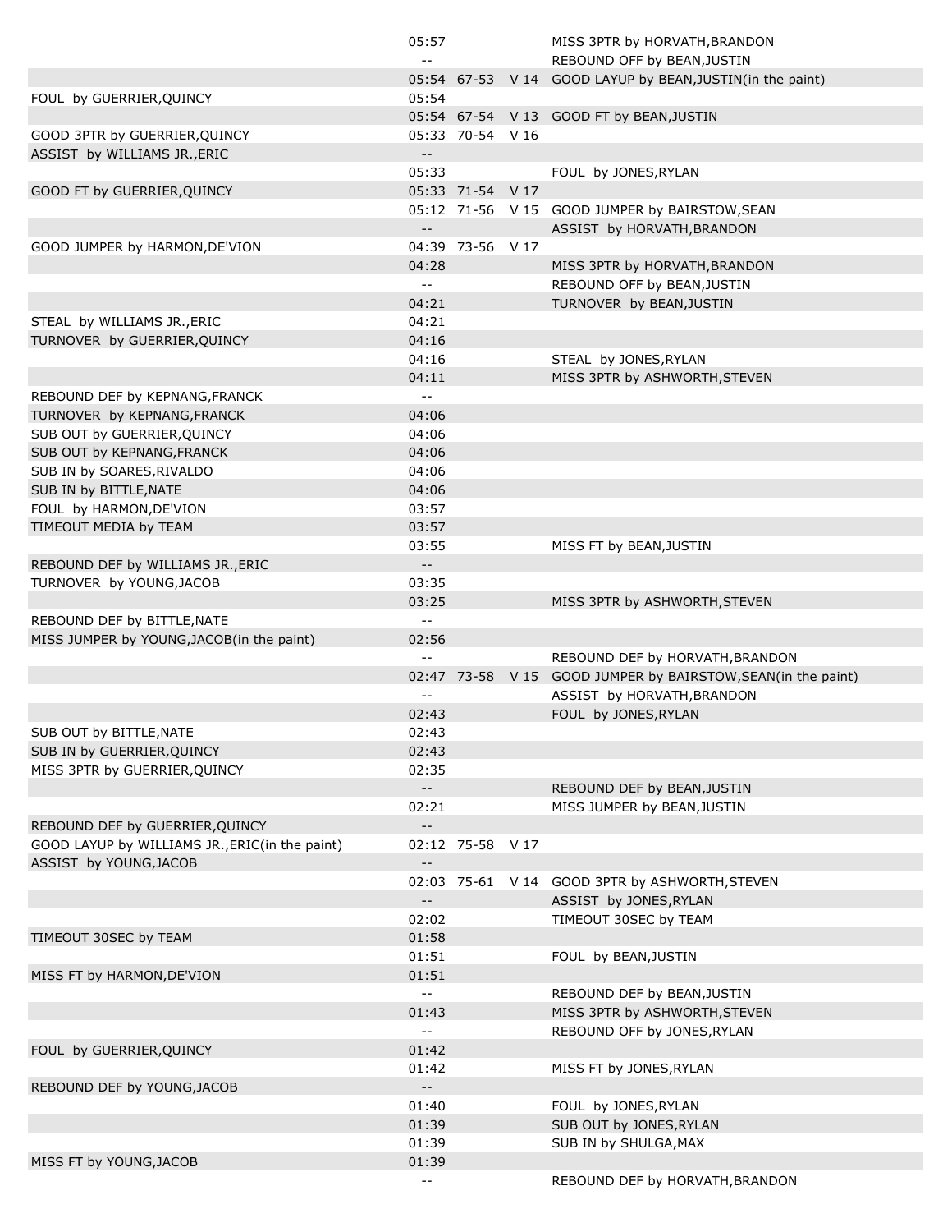| | | | | |
|---|---|---|---|---|
| | 05:57 | | | MISS 3PTR by HORVATH,BRANDON |
| | -- | | | REBOUND OFF by BEAN,JUSTIN |
| | 05:54 | 67-53 | V 14 | GOOD LAYUP by BEAN,JUSTIN(in the paint) |
| FOUL by GUERRIER,QUINCY | 05:54 | | | |
| | 05:54 | 67-54 | V 13 | GOOD FT by BEAN,JUSTIN |
| GOOD 3PTR by GUERRIER,QUINCY | 05:33 | 70-54 | V 16 | |
| ASSIST by WILLIAMS JR.,ERIC | -- | | | |
| | 05:33 | | | FOUL by JONES,RYLAN |
| GOOD FT by GUERRIER,QUINCY | 05:33 | 71-54 | V 17 | |
| | 05:12 | 71-56 | V 15 | GOOD JUMPER by BAIRSTOW,SEAN |
| | -- | | | ASSIST by HORVATH,BRANDON |
| GOOD JUMPER by HARMON,DE'VION | 04:39 | 73-56 | V 17 | |
| | 04:28 | | | MISS 3PTR by HORVATH,BRANDON |
| | -- | | | REBOUND OFF by BEAN,JUSTIN |
| | 04:21 | | | TURNOVER by BEAN,JUSTIN |
| STEAL by WILLIAMS JR.,ERIC | 04:21 | | | |
| TURNOVER by GUERRIER,QUINCY | 04:16 | | | |
| | 04:16 | | | STEAL by JONES,RYLAN |
| | 04:11 | | | MISS 3PTR by ASHWORTH,STEVEN |
| REBOUND DEF by KEPNANG,FRANCK | -- | | | |
| TURNOVER by KEPNANG,FRANCK | 04:06 | | | |
| SUB OUT by GUERRIER,QUINCY | 04:06 | | | |
| SUB OUT by KEPNANG,FRANCK | 04:06 | | | |
| SUB IN by SOARES,RIVALDO | 04:06 | | | |
| SUB IN by BITTLE,NATE | 04:06 | | | |
| FOUL by HARMON,DE'VION | 03:57 | | | |
| TIMEOUT MEDIA by TEAM | 03:57 | | | |
| | 03:55 | | | MISS FT by BEAN,JUSTIN |
| REBOUND DEF by WILLIAMS JR.,ERIC | -- | | | |
| TURNOVER by YOUNG,JACOB | 03:35 | | | |
| | 03:25 | | | MISS 3PTR by ASHWORTH,STEVEN |
| REBOUND DEF by BITTLE,NATE | -- | | | |
| MISS JUMPER by YOUNG,JACOB(in the paint) | 02:56 | | | |
| | -- | | | REBOUND DEF by HORVATH,BRANDON |
| | 02:47 | 73-58 | V 15 | GOOD JUMPER by BAIRSTOW,SEAN(in the paint) |
| | -- | | | ASSIST by HORVATH,BRANDON |
| | 02:43 | | | FOUL by JONES,RYLAN |
| SUB OUT by BITTLE,NATE | 02:43 | | | |
| SUB IN by GUERRIER,QUINCY | 02:43 | | | |
| MISS 3PTR by GUERRIER,QUINCY | 02:35 | | | |
| | -- | | | REBOUND DEF by BEAN,JUSTIN |
| | 02:21 | | | MISS JUMPER by BEAN,JUSTIN |
| REBOUND DEF by GUERRIER,QUINCY | -- | | | |
| GOOD LAYUP by WILLIAMS JR.,ERIC(in the paint) | 02:12 | 75-58 | V 17 | |
| ASSIST by YOUNG,JACOB | -- | | | |
| | 02:03 | 75-61 | V 14 | GOOD 3PTR by ASHWORTH,STEVEN |
| | -- | | | ASSIST by JONES,RYLAN |
| | 02:02 | | | TIMEOUT 30SEC by TEAM |
| TIMEOUT 30SEC by TEAM | 01:58 | | | |
| | 01:51 | | | FOUL by BEAN,JUSTIN |
| MISS FT by HARMON,DE'VION | 01:51 | | | |
| | -- | | | REBOUND DEF by BEAN,JUSTIN |
| | 01:43 | | | MISS 3PTR by ASHWORTH,STEVEN |
| | -- | | | REBOUND OFF by JONES,RYLAN |
| FOUL by GUERRIER,QUINCY | 01:42 | | | |
| | 01:42 | | | MISS FT by JONES,RYLAN |
| REBOUND DEF by YOUNG,JACOB | -- | | | |
| | 01:40 | | | FOUL by JONES,RYLAN |
| | 01:39 | | | SUB OUT by JONES,RYLAN |
| | 01:39 | | | SUB IN by SHULGA,MAX |
| MISS FT by YOUNG,JACOB | 01:39 | | | |
| | -- | | | REBOUND DEF by HORVATH,BRANDON |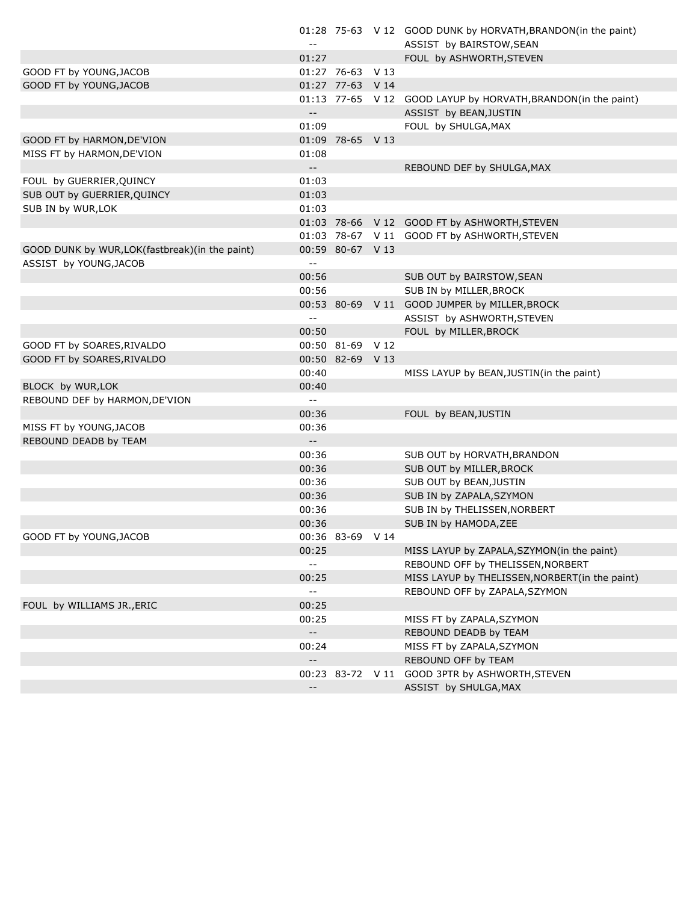| | | | | |
|---|---|---|---|---|
| | 01:28 | 75-63 | V 12 | GOOD DUNK by HORVATH,BRANDON(in the paint) |
| | -- | | | ASSIST by BAIRSTOW,SEAN |
| | 01:27 | | | FOUL by ASHWORTH,STEVEN |
| GOOD FT by YOUNG,JACOB | 01:27 | 76-63 | V 13 | |
| GOOD FT by YOUNG,JACOB | 01:27 | 77-63 | V 14 | |
| | 01:13 | 77-65 | V 12 | GOOD LAYUP by HORVATH,BRANDON(in the paint) |
| | -- | | | ASSIST by BEAN,JUSTIN |
| | 01:09 | | | FOUL by SHULGA,MAX |
| GOOD FT by HARMON,DE'VION | 01:09 | 78-65 | V 13 | |
| MISS FT by HARMON,DE'VION | 01:08 | | | |
| | -- | | | REBOUND DEF by SHULGA,MAX |
| FOUL by GUERRIER,QUINCY | 01:03 | | | |
| SUB OUT by GUERRIER,QUINCY | 01:03 | | | |
| SUB IN by WUR,LOK | 01:03 | | | |
| | 01:03 | 78-66 | V 12 | GOOD FT by ASHWORTH,STEVEN |
| | 01:03 | 78-67 | V 11 | GOOD FT by ASHWORTH,STEVEN |
| GOOD DUNK by WUR,LOK(fastbreak)(in the paint) | 00:59 | 80-67 | V 13 | |
| ASSIST by YOUNG,JACOB | -- | | | |
| | 00:56 | | | SUB OUT by BAIRSTOW,SEAN |
| | 00:56 | | | SUB IN by MILLER,BROCK |
| | 00:53 | 80-69 | V 11 | GOOD JUMPER by MILLER,BROCK |
| | -- | | | ASSIST by ASHWORTH,STEVEN |
| | 00:50 | | | FOUL by MILLER,BROCK |
| GOOD FT by SOARES,RIVALDO | 00:50 | 81-69 | V 12 | |
| GOOD FT by SOARES,RIVALDO | 00:50 | 82-69 | V 13 | |
| | 00:40 | | | MISS LAYUP by BEAN,JUSTIN(in the paint) |
| BLOCK by WUR,LOK | 00:40 | | | |
| REBOUND DEF by HARMON,DE'VION | -- | | | |
| | 00:36 | | | FOUL by BEAN,JUSTIN |
| MISS FT by YOUNG,JACOB | 00:36 | | | |
| REBOUND DEADB by TEAM | -- | | | |
| | 00:36 | | | SUB OUT by HORVATH,BRANDON |
| | 00:36 | | | SUB OUT by MILLER,BROCK |
| | 00:36 | | | SUB OUT by BEAN,JUSTIN |
| | 00:36 | | | SUB IN by ZAPALA,SZYMON |
| | 00:36 | | | SUB IN by THELISSEN,NORBERT |
| | 00:36 | | | SUB IN by HAMODA,ZEE |
| GOOD FT by YOUNG,JACOB | 00:36 | 83-69 | V 14 | |
| | 00:25 | | | MISS LAYUP by ZAPALA,SZYMON(in the paint) |
| | -- | | | REBOUND OFF by THELISSEN,NORBERT |
| | 00:25 | | | MISS LAYUP by THELISSEN,NORBERT(in the paint) |
| | -- | | | REBOUND OFF by ZAPALA,SZYMON |
| FOUL by WILLIAMS JR.,ERIC | 00:25 | | | |
| | 00:25 | | | MISS FT by ZAPALA,SZYMON |
| | -- | | | REBOUND DEADB by TEAM |
| | 00:24 | | | MISS FT by ZAPALA,SZYMON |
| | -- | | | REBOUND OFF by TEAM |
| | 00:23 | 83-72 | V 11 | GOOD 3PTR by ASHWORTH,STEVEN |
| | -- | | | ASSIST by SHULGA,MAX |